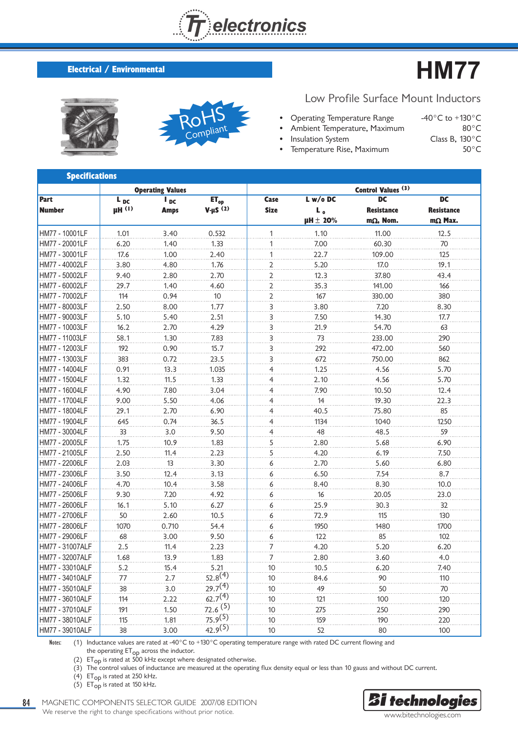# HM77

## Electrical / Environmental

### Low Profile Surface Mount Inductors

RoHS Compliant

- Operating Temperature Range: -40°C to +130°C
- Ambient Temperature, Maximum: 80°C
- Insulation System: Class B, 130°C
- Temperature Rise, Maximum: 50°C

## Specifications

| Part Number | Operating Values | | | Control Values (3) | | | |
|---|---|---|---|---|---|---|---|
| | $L_{DC}$ µH (1) | $I_{DC}$ Amps | $ET_{op}$ V-µS (2) | Case Size | L w/o DC $L_o$ µH ± 20% | DC Resistance mΩ, Nom. | DC Resistance mΩ Max. |
| HM77 - 10001LF | 1.01 | 3.40 | 0.532 | 1 | 1.10 | 11.00 | 12.5 |
| HM77 - 20001LF | 6.20 | 1.40 | 1.33 | 1 | 7.00 | 60.30 | 70 |
| HM77 - 30001LF | 17.6 | 1.00 | 2.40 | 1 | 22.7 | 109.00 | 125 |
| HM77 - 40002LF | 3.80 | 4.80 | 1.76 | 2 | 5.20 | 17.0 | 19.1 |
| HM77 - 50002LF | 9.40 | 2.80 | 2.70 | 2 | 12.3 | 37.80 | 43.4 |
| HM77 - 60002LF | 29.7 | 1.40 | 4.60 | 2 | 35.3 | 141.00 | 166 |
| HM77 - 70002LF | 114 | 0.94 | 10 | 2 | 167 | 330.00 | 380 |
| HM77 - 80003LF | 2.50 | 8.00 | 1.77 | 3 | 3.80 | 7.20 | 8.30 |
| HM77 - 90003LF | 5.10 | 5.40 | 2.51 | 3 | 7.50 | 14.30 | 17.7 |
| HM77 - 10003LF | 16.2 | 2.70 | 4.29 | 3 | 21.9 | 54.70 | 63 |
| HM77 - 11003LF | 58.1 | 1.30 | 7.83 | 3 | 73 | 233.00 | 290 |
| HM77 - 12003LF | 192 | 0.90 | 15.7 | 3 | 292 | 472.00 | 560 |
| HM77 - 13003LF | 383 | 0.72 | 23.5 | 3 | 672 | 750.00 | 862 |
| HM77 - 14004LF | 0.91 | 13.3 | 1.035 | 4 | 1.25 | 4.56 | 5.70 |
| HM77 - 15004LF | 1.32 | 11.5 | 1.33 | 4 | 2.10 | 4.56 | 5.70 |
| HM77 - 16004LF | 4.90 | 7.80 | 3.04 | 4 | 7.90 | 10.50 | 12.4 |
| HM77 - 17004LF | 9.00 | 5.50 | 4.06 | 4 | 14 | 19.30 | 22.3 |
| HM77 - 18004LF | 29.1 | 2.70 | 6.90 | 4 | 40.5 | 75.80 | 85 |
| HM77 - 19004LF | 645 | 0.74 | 36.5 | 4 | 1134 | 1040 | 1250 |
| HM77 - 30004LF | 33 | 3.0 | 9.50 | 4 | 48 | 48.5 | 59 |
| HM77 - 20005LF | 1.75 | 10.9 | 1.83 | 5 | 2.80 | 5.68 | 6.90 |
| HM77 - 21005LF | 2.50 | 11.4 | 2.23 | 5 | 4.20 | 6.19 | 7.50 |
| HM77 - 22006LF | 2.03 | 13 | 3.30 | 6 | 2.70 | 5.60 | 6.80 |
| HM77 - 23006LF | 3.50 | 12.4 | 3.13 | 6 | 6.50 | 7.54 | 8.7 |
| HM77 - 24006LF | 4.70 | 10.4 | 3.58 | 6 | 8.40 | 8.30 | 10.0 |
| HM77 - 25006LF | 9.30 | 7.20 | 4.92 | 6 | 16 | 20.05 | 23.0 |
| HM77 - 26006LF | 16.1 | 5.10 | 6.27 | 6 | 25.9 | 30.3 | 32 |
| HM77 - 27006LF | 50 | 2.60 | 10.5 | 6 | 72.9 | 115 | 130 |
| HM77 - 28006LF | 1070 | 0.710 | 54.4 | 6 | 1950 | 1480 | 1700 |
| HM77 - 29006LF | 68 | 3.00 | 9.50 | 6 | 122 | 85 | 102 |
| HM77 - 31007ALF | 2.5 | 11.4 | 2.23 | 7 | 4.20 | 5.20 | 6.20 |
| HM77 - 32007ALF | 1.68 | 13.9 | 1.83 | 7 | 2.80 | 3.60 | 4.0 |
| HM77 - 33010ALF | 5.2 | 15.4 | 5.21 | 10 | 10.5 | 6.20 | 7.40 |
| HM77 - 34010ALF | 77 | 2.7 | 52.8 (4) | 10 | 84.6 | 90 | 110 |
| HM77 - 35010ALF | 38 | 3.0 | 29.7 (4) | 10 | 49 | 50 | 70 |
| HM77 - 36010ALF | 114 | 2.22 | 62.7 (4) | 10 | 121 | 100 | 120 |
| HM77 - 37010ALF | 191 | 1.50 | 72.6 (5) | 10 | 275 | 250 | 290 |
| HM77 - 38010ALF | 115 | 1.81 | 75.9 (5) | 10 | 159 | 190 | 220 |
| HM77 - 39010ALF | 38 | 3.00 | 42.9 (5) | 10 | 52 | 80 | 100 |

Notes:
(1) Inductance values are rated at -40°C to +130°C operating temperature range with rated DC current flowing and the operating $ET_{op}$ across the inductor.
(2) $ET_{op}$ is rated at 500 kHz except where designated otherwise.
(3) The control values of inductance are measured at the operating flux density equal or less than 10 gauss and without DC current.
(4) $ET_{op}$ is rated at 250 kHz.
(5) $ET_{op}$ is rated at 150 kHz.

MAGNETIC COMPONENTS SELECTOR GUIDE 2007/08 EDITION
We reserve the right to change specifications without prior notice.

www.bitechnologies.com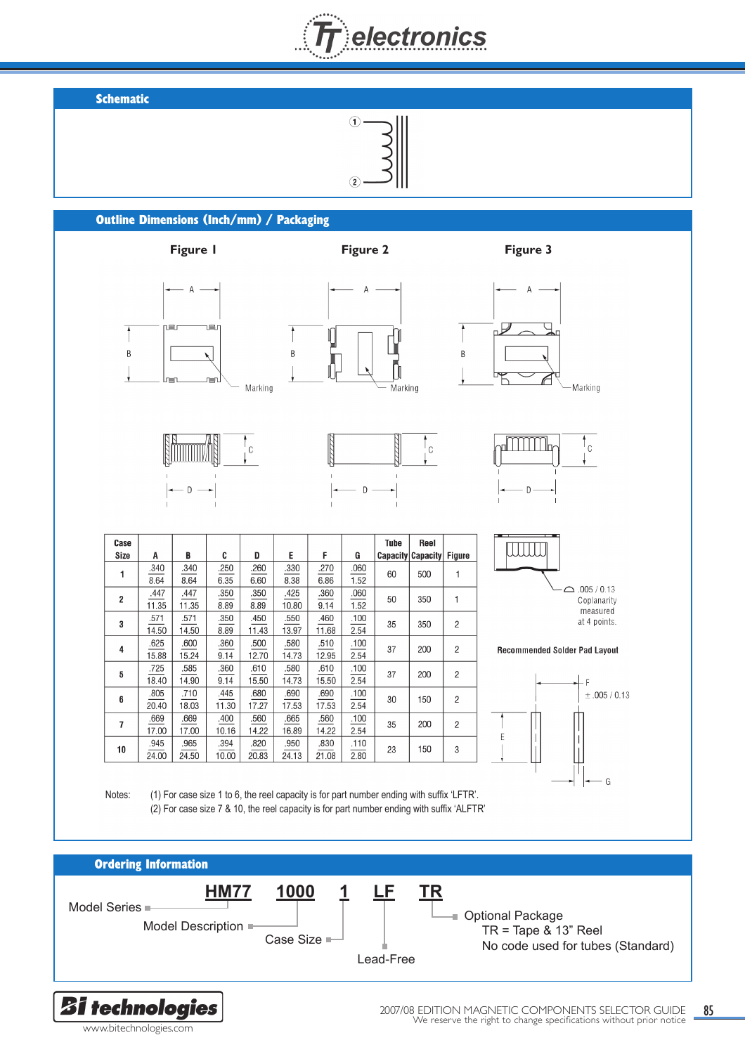## Schematic

1
2

## Outline Dimensions (Inch/mm) / Packaging

Figure 1 Figure 2 Figure 3

A
B
Marking
C
D

| Case Size | A | B | C | D | E | F | G | Tube Capacity | Reel Capacity | Figure |
|---|---|---|---|---|---|---|---|---|---|---|
| 1 | .340 8.64 | .340 8.64 | .250 6.35 | .260 6.60 | .330 8.38 | .270 6.86 | .060 1.52 | 60 | 500 | 1 |
| 2 | .447 11.35 | .447 11.35 | .350 8.89 | .350 8.89 | .425 10.80 | .360 9.14 | .060 1.52 | 50 | 350 | 1 |
| 3 | .571 14.50 | .571 14.50 | .350 8.89 | .450 11.43 | .550 13.97 | .460 11.68 | .100 2.54 | 35 | 350 | 2 |
| 4 | .625 15.88 | .600 15.24 | .360 9.14 | .500 12.70 | .580 14.73 | .510 12.95 | .100 2.54 | 37 | 200 | 2 |
| 5 | .725 18.40 | .585 14.90 | .360 9.14 | .610 15.50 | .580 14.73 | .610 15.50 | .100 2.54 | 37 | 200 | 2 |
| 6 | .805 20.40 | .710 18.03 | .445 11.30 | .680 17.27 | .690 17.53 | .690 17.53 | .100 2.54 | 30 | 150 | 2 |
| 7 | .669 17.00 | .669 17.00 | .400 10.16 | .560 14.22 | .665 16.89 | .560 14.22 | .100 2.54 | 35 | 200 | 2 |
| 10 | .945 24.00 | .965 24.50 | .394 10.00 | .820 20.83 | .950 24.13 | .830 21.08 | .110 2.80 | 23 | 150 | 3 |

.005 / 0.13 Coplanarity measured at 4 points.

Recommended Solder Pad Layout

F
± .005 / 0.13
E
G

Notes: (1) For case size 1 to 6, the reel capacity is for part number ending with suffix 'LFTR'.
(2) For case size 7 & 10, the reel capacity is for part number ending with suffix 'ALFTR'

## Ordering Information

**HM77 1000 1 LF TR**

- Model Series — HM77
- Model Description — 1000
- Case Size — 1
- Lead-Free — LF
- Optional Package — TR
  - TR = Tape & 13" Reel
  - No code used for tubes (Standard)